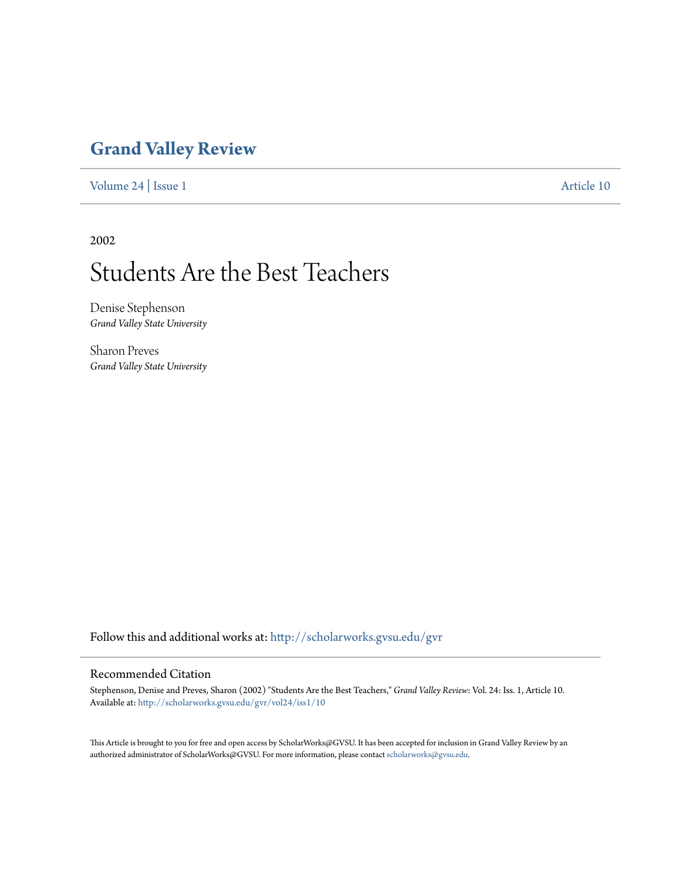# Grand Valley Review

Volume 24 | Issue 1 Article 10

2002

# Students Are the Best Teachers

Denise Stephenson
*Grand Valley State University*

Sharon Preves
*Grand Valley State University*

Follow this and additional works at: http://scholarworks.gvsu.edu/gvr

## Recommended Citation

Stephenson, Denise and Preves, Sharon (2002) "Students Are the Best Teachers," *Grand Valley Review*: Vol. 24: Iss. 1, Article 10.
Available at: http://scholarworks.gvsu.edu/gvr/vol24/iss1/10

This Article is brought to you for free and open access by ScholarWorks@GVSU. It has been accepted for inclusion in Grand Valley Review by an authorized administrator of ScholarWorks@GVSU. For more information, please contact scholarworks@gvsu.edu.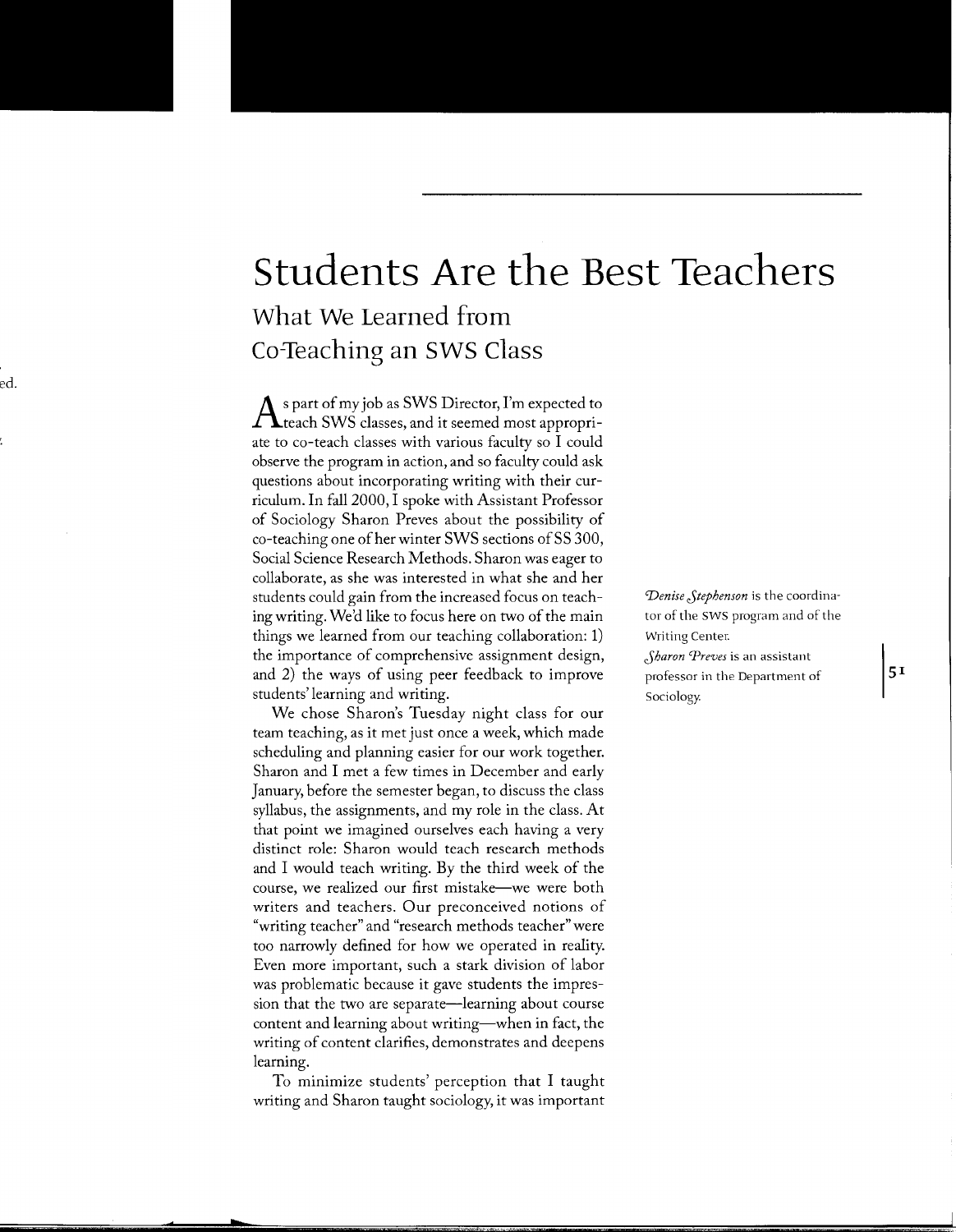# Students Are the Best Teachers

## What We Learned from Co-Teaching an SWS Class

As part of my job as SWS Director, I'm expected to teach SWS classes, and it seemed most appropriate to co-teach classes with various faculty so I could observe the program in action, and so faculty could ask questions about incorporating writing with their curriculum. In fall 2000, I spoke with Assistant Professor of Sociology Sharon Preves about the possibility of co-teaching one of her winter SWS sections of SS 300, Social Science Research Methods. Sharon was eager to collaborate, as she was interested in what she and her students could gain from the increased focus on teaching writing. We'd like to focus here on two of the main things we learned from our teaching collaboration: 1) the importance of comprehensive assignment design, and 2) the ways of using peer feedback to improve students' learning and writing.

We chose Sharon's Tuesday night class for our team teaching, as it met just once a week, which made scheduling and planning easier for our work together. Sharon and I met a few times in December and early January, before the semester began, to discuss the class syllabus, the assignments, and my role in the class. At that point we imagined ourselves each having a very distinct role: Sharon would teach research methods and I would teach writing. By the third week of the course, we realized our first mistake—we were both writers and teachers. Our preconceived notions of "writing teacher" and "research methods teacher" were too narrowly defined for how we operated in reality. Even more important, such a stark division of labor was problematic because it gave students the impression that the two are separate—learning about course content and learning about writing—when in fact, the writing of content clarifies, demonstrates and deepens learning.

To minimize students' perception that I taught writing and Sharon taught sociology, it was important

*Denise Stephenson* is the coordinator of the SWS program and of the Writing Center.

*Sharon Preves* is an assistant professor in the Department of Sociology.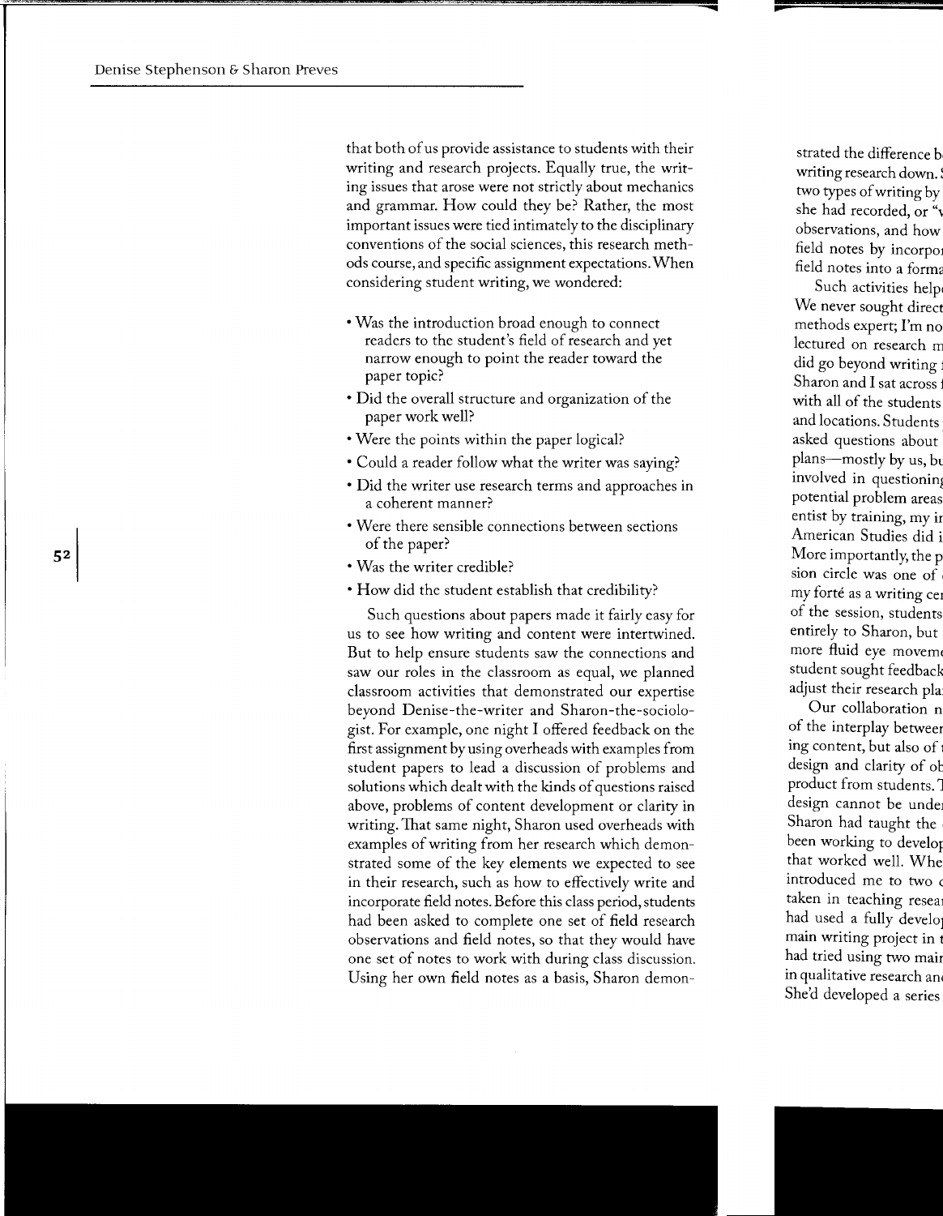that both of us provide assistance to students with their writing and research projects. Equally true, the writing issues that arose were not strictly about mechanics and grammar. How could they be? Rather, the most important issues were tied intimately to the disciplinary conventions of the social sciences, this research methods course, and specific assignment expectations. When considering student writing, we wondered:

- Was the introduction broad enough to connect readers to the student's field of research and yet narrow enough to point the reader toward the paper topic?
- Did the overall structure and organization of the paper work well?
- Were the points within the paper logical?
- Could a reader follow what the writer was saying?
- Did the writer use research terms and approaches in a coherent manner?
- Were there sensible connections between sections of the paper?
- Was the writer credible?
- How did the student establish that credibility?

Such questions about papers made it fairly easy for us to see how writing and content were intertwined. But to help ensure students saw the connections and saw our roles in the classroom as equal, we planned classroom activities that demonstrated our expertise beyond Denise-the-writer and Sharon-the-sociologist. For example, one night I offered feedback on the first assignment by using overheads with examples from student papers to lead a discussion of problems and solutions which dealt with the kinds of questions raised above, problems of content development or clarity in writing. That same night, Sharon used overheads with examples of writing from her research which demonstrated some of the key elements we expected to see in their research, such as how to effectively write and incorporate field notes. Before this class period, students had been asked to complete one set of field research observations and field notes, so that they would have one set of notes to work with during class discussion. Using her own field notes as a basis, Sharon demon-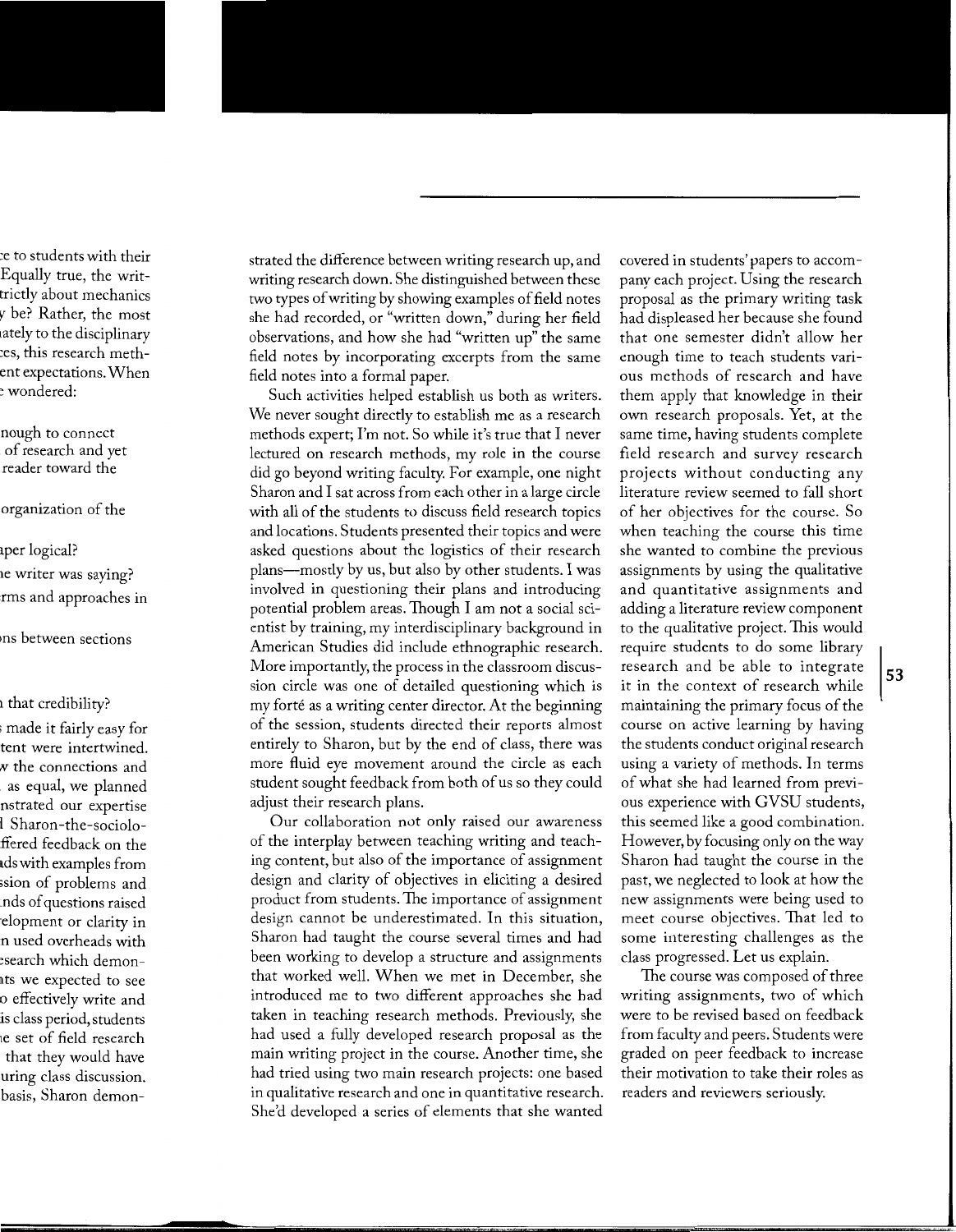strated the difference between writing research up, and writing research down. She distinguished between these two types of writing by showing examples of field notes she had recorded, or "written down," during her field observations, and how she had "written up" the same field notes by incorporating excerpts from the same field notes into a formal paper.

Such activities helped establish us both as writers. We never sought directly to establish me as a research methods expert; I'm not. So while it's true that I never lectured on research methods, my role in the course did go beyond writing faculty. For example, one night Sharon and I sat across from each other in a large circle with all of the students to discuss field research topics and locations. Students presented their topics and were asked questions about the logistics of their research plans—mostly by us, but also by other students. I was involved in questioning their plans and introducing potential problem areas. Though I am not a social scientist by training, my interdisciplinary background in American Studies did include ethnographic research. More importantly, the process in the classroom discussion circle was one of detailed questioning which is my forté as a writing center director. At the beginning of the session, students directed their reports almost entirely to Sharon, but by the end of class, there was more fluid eye movement around the circle as each student sought feedback from both of us so they could adjust their research plans.

Our collaboration not only raised our awareness of the interplay between teaching writing and teaching content, but also of the importance of assignment design and clarity of objectives in eliciting a desired product from students. The importance of assignment design cannot be underestimated. In this situation, Sharon had taught the course several times and had been working to develop a structure and assignments that worked well. When we met in December, she introduced me to two different approaches she had taken in teaching research methods. Previously, she had used a fully developed research proposal as the main writing project in the course. Another time, she had tried using two main research projects: one based in qualitative research and one in quantitative research. She'd developed a series of elements that she wanted covered in students' papers to accompany each project. Using the research proposal as the primary writing task had displeased her because she found that one semester didn't allow her enough time to teach students various methods of research and have them apply that knowledge in their own research proposals. Yet, at the same time, having students complete field research and survey research projects without conducting any literature review seemed to fall short of her objectives for the course. So when teaching the course this time she wanted to combine the previous assignments by using the qualitative and quantitative assignments and adding a literature review component to the qualitative project. This would require students to do some library research and be able to integrate it in the context of research while maintaining the primary focus of the course on active learning by having the students conduct original research using a variety of methods. In terms of what she had learned from previous experience with GVSU students, this seemed like a good combination. However, by focusing only on the way Sharon had taught the course in the past, we neglected to look at how the new assignments were being used to meet course objectives. That led to some interesting challenges as the class progressed. Let us explain.

The course was composed of three writing assignments, two of which were to be revised based on feedback from faculty and peers. Students were graded on peer feedback to increase their motivation to take their roles as readers and reviewers seriously.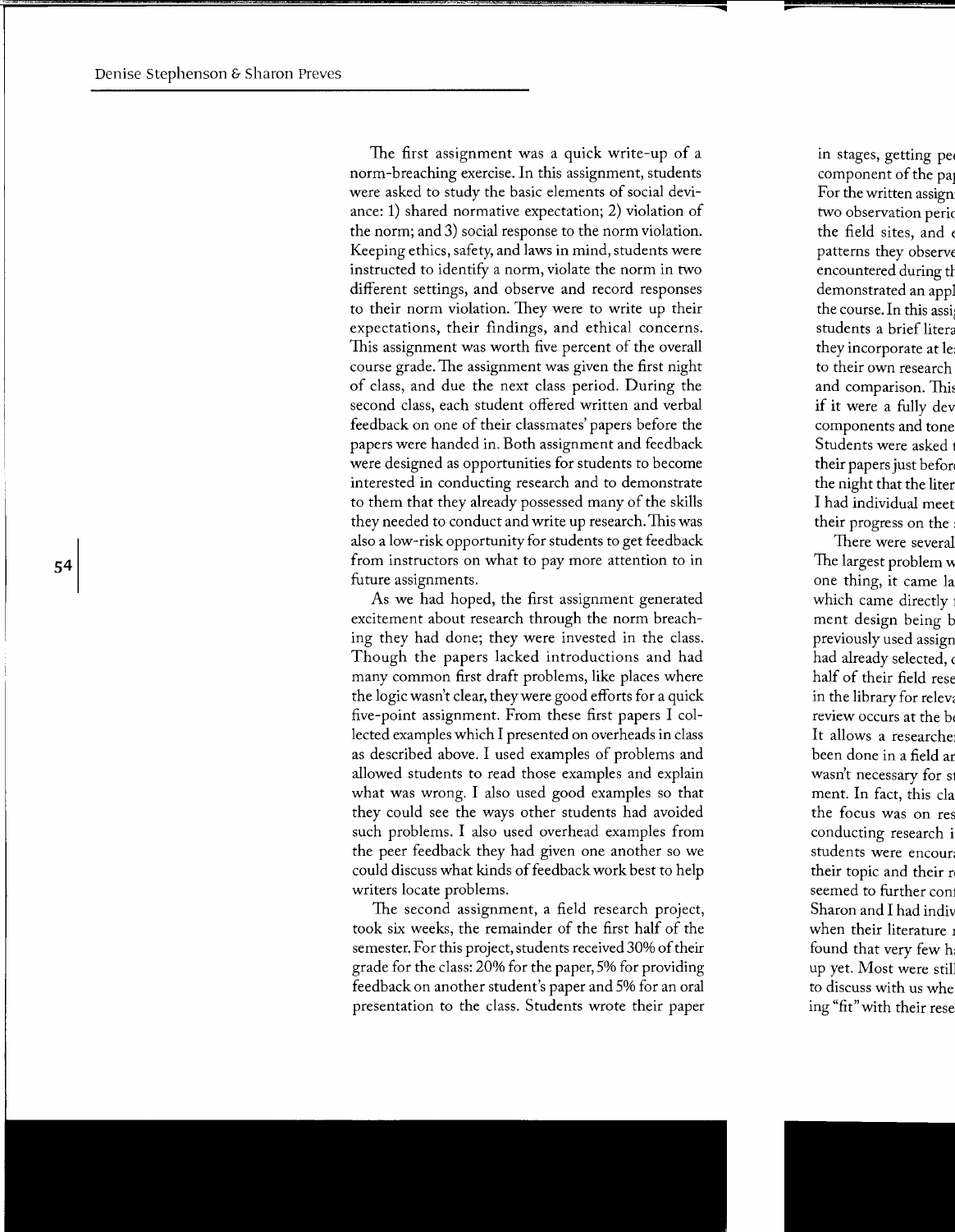The first assignment was a quick write-up of a norm-breaching exercise. In this assignment, students were asked to study the basic elements of social deviance: 1) shared normative expectation; 2) violation of the norm; and 3) social response to the norm violation. Keeping ethics, safety, and laws in mind, students were instructed to identify a norm, violate the norm in two different settings, and observe and record responses to their norm violation. They were to write up their expectations, their findings, and ethical concerns. This assignment was worth five percent of the overall course grade. The assignment was given the first night of class, and due the next class period. During the second class, each student offered written and verbal feedback on one of their classmates' papers before the papers were handed in. Both assignment and feedback were designed as opportunities for students to become interested in conducting research and to demonstrate to them that they already possessed many of the skills they needed to conduct and write up research. This was also a low-risk opportunity for students to get feedback from instructors on what to pay more attention to in future assignments.

As we had hoped, the first assignment generated excitement about research through the norm breaching they had done; they were invested in the class. Though the papers lacked introductions and had many common first draft problems, like places where the logic wasn't clear, they were good efforts for a quick five-point assignment. From these first papers I collected examples which I presented on overheads in class as described above. I used examples of problems and allowed students to read those examples and explain what was wrong. I also used good examples so that they could see the ways other students had avoided such problems. I also used overhead examples from the peer feedback they had given one another so we could discuss what kinds of feedback work best to help writers locate problems.

The second assignment, a field research project, took six weeks, the remainder of the first half of the semester. For this project, students received 30% of their grade for the class: 20% for the paper, 5% for providing feedback on another student's paper and 5% for an oral presentation to the class. Students wrote their paper

in stages, getting pe component of the pa For the written assign two observation peri the field sites, and patterns they observe encountered during t demonstrated an app the course. In this assi students a brief litera they incorporate at le to their own research and comparison. This if it were a fully dev components and tone Students were asked their papers just befor the night that the liter I had individual meet their progress on the

There were several The largest problem w one thing, it came la which came directly ment design being b previously used assign had already selected, half of their field rese in the library for relev review occurs at the b It allows a researche been done in a field a wasn't necessary for s ment. In fact, this cla the focus was on res conducting research i students were encour their topic and their r seemed to further con Sharon and I had indiv when their literature found that very few h up yet. Most were stil to discuss with us whe ing "fit" with their rese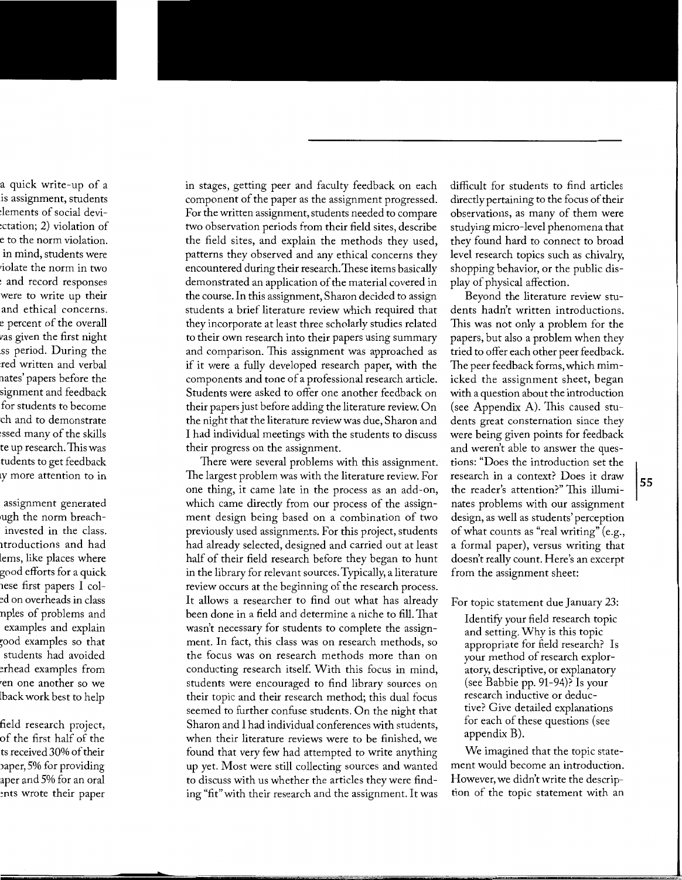in stages, getting peer and faculty feedback on each component of the paper as the assignment progressed. For the written assignment, students needed to compare two observation periods from their field sites, describe the field sites, and explain the methods they used, patterns they observed and any ethical concerns they encountered during their research. These items basically demonstrated an application of the material covered in the course. In this assignment, Sharon decided to assign students a brief literature review which required that they incorporate at least three scholarly studies related to their own research into their papers using summary and comparison. This assignment was approached as if it were a fully developed research paper, with the components and tone of a professional research article. Students were asked to offer one another feedback on their papers just before adding the literature review. On the night that the literature review was due, Sharon and I had individual meetings with the students to discuss their progress on the assignment.

There were several problems with this assignment. The largest problem was with the literature review. For one thing, it came late in the process as an add-on, which came directly from our process of the assignment design being based on a combination of two previously used assignments. For this project, students had already selected, designed and carried out at least half of their field research before they began to hunt in the library for relevant sources. Typically, a literature review occurs at the beginning of the research process. It allows a researcher to find out what has already been done in a field and determine a niche to fill. That wasn't necessary for students to complete the assignment. In fact, this class was on research methods, so the focus was on research methods more than on conducting research itself. With this focus in mind, students were encouraged to find library sources on their topic and their research method; this dual focus seemed to further confuse students. On the night that Sharon and I had individual conferences with students, when their literature reviews were to be finished, we found that very few had attempted to write anything up yet. Most were still collecting sources and wanted to discuss with us whether the articles they were finding "fit" with their research and the assignment. It was difficult for students to find articles directly pertaining to the focus of their observations, as many of them were studying micro-level phenomena that they found hard to connect to broad level research topics such as chivalry, shopping behavior, or the public display of physical affection.

Beyond the literature review students hadn't written introductions. This was not only a problem for the papers, but also a problem when they tried to offer each other peer feedback. The peer feedback forms, which mimicked the assignment sheet, began with a question about the introduction (see Appendix A). This caused students great consternation since they were being given points for feedback and weren't able to answer the questions: "Does the introduction set the research in a context? Does it draw the reader's attention?" This illuminates problems with our assignment design, as well as students' perception of what counts as "real writing" (e.g., a formal paper), versus writing that doesn't really count. Here's an excerpt from the assignment sheet:

For topic statement due January 23:

> Identify your field research topic and setting. Why is this topic appropriate for field research? Is your method of research exploratory, descriptive, or explanatory (see Babbie pp. 91-94)? Is your research inductive or deductive? Give detailed explanations for each of these questions (see appendix B).

We imagined that the topic statement would become an introduction. However, we didn't write the description of the topic statement with an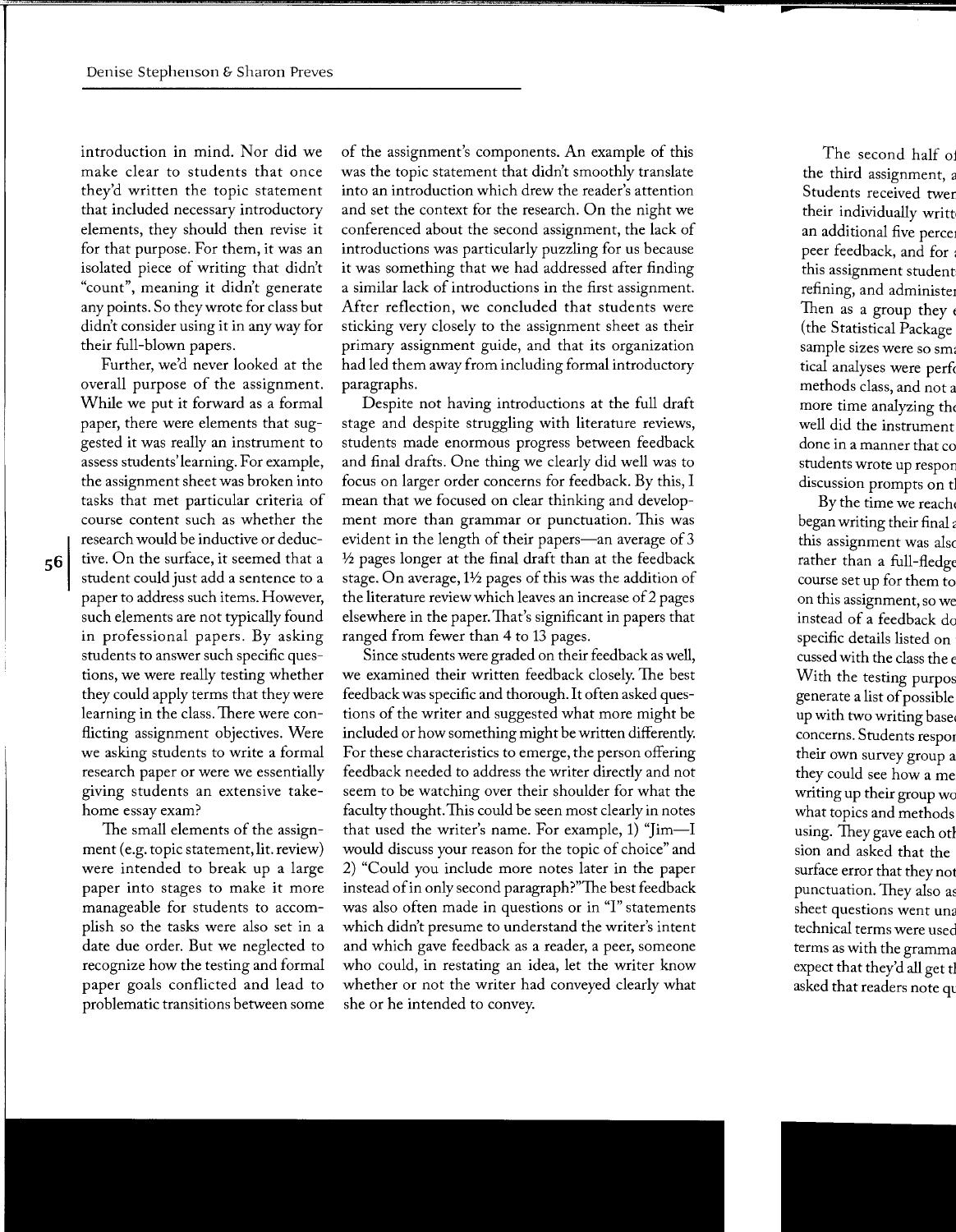introduction in mind. Nor did we make clear to students that once they'd written the topic statement that included necessary introductory elements, they should then revise it for that purpose. For them, it was an isolated piece of writing that didn't "count", meaning it didn't generate any points. So they wrote for class but didn't consider using it in any way for their full-blown papers.

Further, we'd never looked at the overall purpose of the assignment. While we put it forward as a formal paper, there were elements that suggested it was really an instrument to assess students' learning. For example, the assignment sheet was broken into tasks that met particular criteria of course content such as whether the research would be inductive or deductive. On the surface, it seemed that a student could just add a sentence to a paper to address such items. However, such elements are not typically found in professional papers. By asking students to answer such specific questions, we were really testing whether they could apply terms that they were learning in the class. There were conflicting assignment objectives. Were we asking students to write a formal research paper or were we essentially giving students an extensive take-home essay exam?

The small elements of the assignment (e.g. topic statement, lit. review) were intended to break up a large paper into stages to make it more manageable for students to accomplish so the tasks were also set in a date due order. But we neglected to recognize how the testing and formal paper goals conflicted and lead to problematic transitions between some of the assignment's components. An example of this was the topic statement that didn't smoothly translate into an introduction which drew the reader's attention and set the context for the research. On the night we conferenced about the second assignment, the lack of introductions was particularly puzzling for us because it was something that we had addressed after finding a similar lack of introductions in the first assignment. After reflection, we concluded that students were sticking very closely to the assignment sheet as their primary assignment guide, and that its organization had led them away from including formal introductory paragraphs.

Despite not having introductions at the full draft stage and despite struggling with literature reviews, students made enormous progress between feedback and final drafts. One thing we clearly did well was to focus on larger order concerns for feedback. By this, I mean that we focused on clear thinking and development more than grammar or punctuation. This was evident in the length of their papers—an average of 3 ½ pages longer at the final draft than at the feedback stage. On average, 1½ pages of this was the addition of the literature review which leaves an increase of 2 pages elsewhere in the paper. That's significant in papers that ranged from fewer than 4 to 13 pages.

Since students were graded on their feedback as well, we examined their written feedback closely. The best feedback was specific and thorough. It often asked questions of the writer and suggested what more might be included or how something might be written differently. For these characteristics to emerge, the person offering feedback needed to address the writer directly and not seem to be watching over their shoulder for what the faculty thought. This could be seen most clearly in notes that used the writer's name. For example, 1) "Jim—I would discuss your reason for the topic of choice" and 2) "Could you include more notes later in the paper instead of in only second paragraph?" The best feedback was also often made in questions or in "I" statements which didn't presume to understand the writer's intent and which gave feedback as a reader, a peer, someone who could, in restating an idea, let the writer know whether or not the writer had conveyed clearly what she or he intended to convey.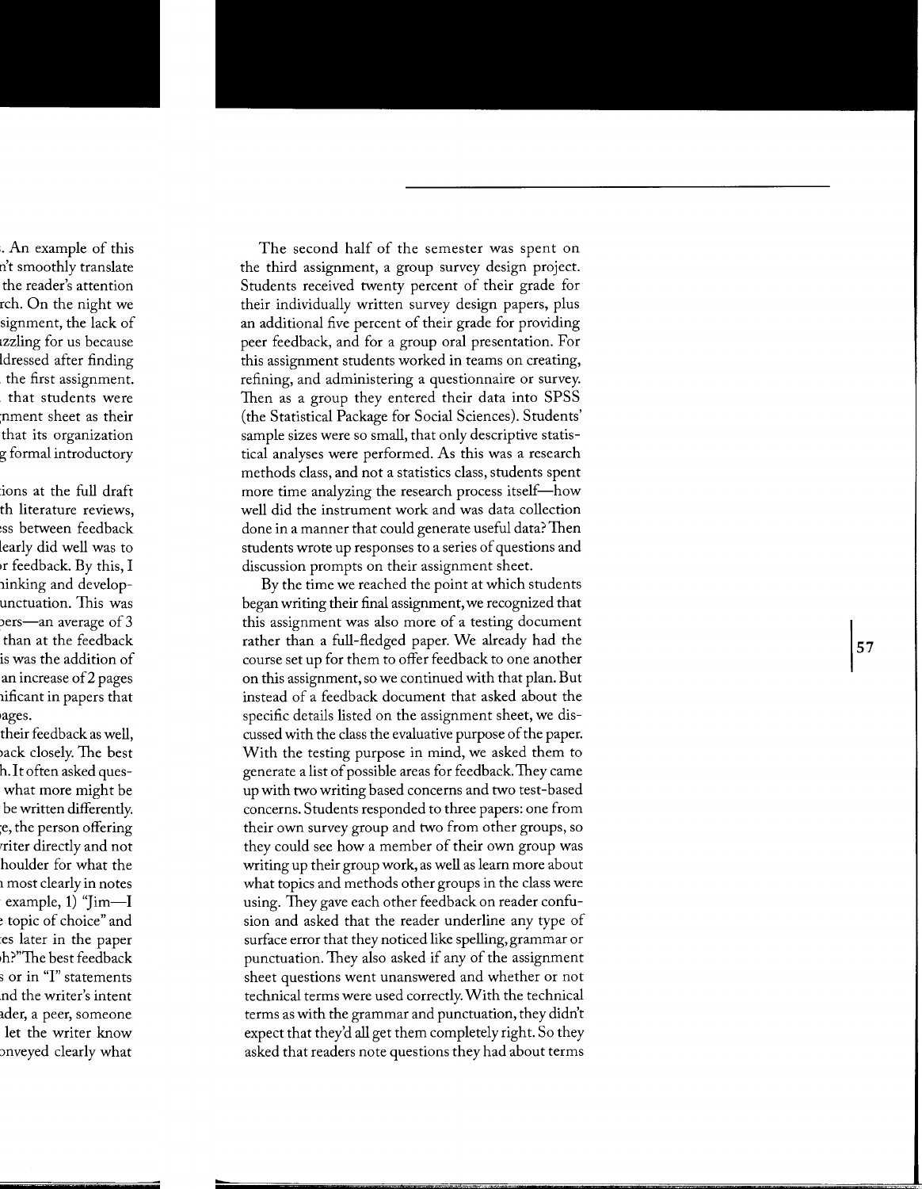The second half of the semester was spent on the third assignment, a group survey design project. Students received twenty percent of their grade for their individually written survey design papers, plus an additional five percent of their grade for providing peer feedback, and for a group oral presentation. For this assignment students worked in teams on creating, refining, and administering a questionnaire or survey. Then as a group they entered their data into SPSS (the Statistical Package for Social Sciences). Students' sample sizes were so small, that only descriptive statistical analyses were performed. As this was a research methods class, and not a statistics class, students spent more time analyzing the research process itself—how well did the instrument work and was data collection done in a manner that could generate useful data? Then students wrote up responses to a series of questions and discussion prompts on their assignment sheet.

By the time we reached the point at which students began writing their final assignment, we recognized that this assignment was also more of a testing document rather than a full-fledged paper. We already had the course set up for them to offer feedback to one another on this assignment, so we continued with that plan. But instead of a feedback document that asked about the specific details listed on the assignment sheet, we discussed with the class the evaluative purpose of the paper. With the testing purpose in mind, we asked them to generate a list of possible areas for feedback. They came up with two writing based concerns and two test-based concerns. Students responded to three papers: one from their own survey group and two from other groups, so they could see how a member of their own group was writing up their group work, as well as learn more about what topics and methods other groups in the class were using. They gave each other feedback on reader confusion and asked that the reader underline any type of surface error that they noticed like spelling, grammar or punctuation. They also asked if any of the assignment sheet questions went unanswered and whether or not technical terms were used correctly. With the technical terms as with the grammar and punctuation, they didn't expect that they'd all get them completely right. So they asked that readers note questions they had about terms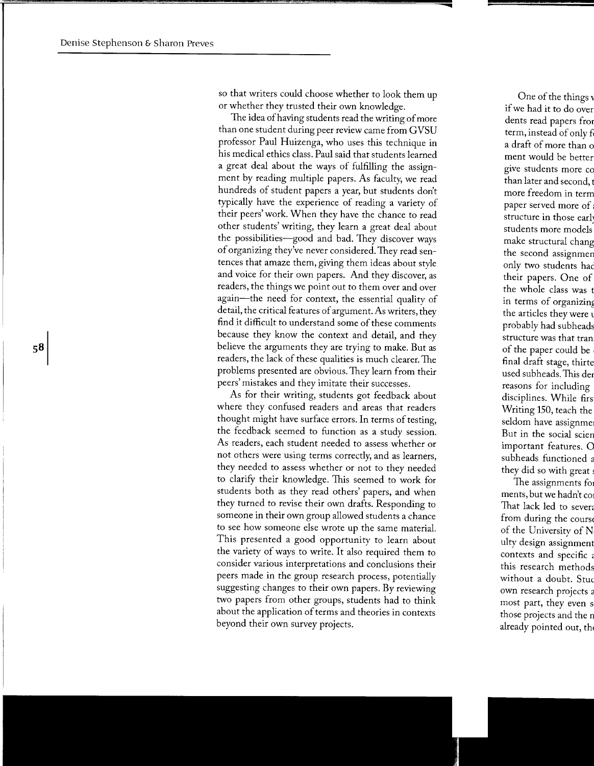so that writers could choose whether to look them up or whether they trusted their own knowledge.

The idea of having students read the writing of more than one student during peer review came from GVSU professor Paul Huizenga, who uses this technique in his medical ethics class. Paul said that students learned a great deal about the ways of fulfilling the assignment by reading multiple papers. As faculty, we read hundreds of student papers a year, but students don't typically have the experience of reading a variety of their peers' work. When they have the chance to read other students' writing, they learn a great deal about the possibilities—good and bad. They discover ways of organizing they've never considered. They read sentences that amaze them, giving them ideas about style and voice for their own papers. And they discover, as readers, the things we point out to them over and over again—the need for context, the essential quality of detail, the critical features of argument. As writers, they find it difficult to understand some of these comments because they know the context and detail, and they believe the arguments they are trying to make. But as readers, the lack of these qualities is much clearer. The problems presented are obvious. They learn from their peers' mistakes and they imitate their successes.

As for their writing, students got feedback about where they confused readers and areas that readers thought might have surface errors. In terms of testing, the feedback seemed to function as a study session. As readers, each student needed to assess whether or not others were using terms correctly, and as learners, they needed to assess whether or not to they needed to clarify their knowledge. This seemed to work for students both as they read others' papers, and when they turned to revise their own drafts. Responding to someone in their own group allowed students a chance to see how someone else wrote up the same material. This presented a good opportunity to learn about the variety of ways to write. It also required them to consider various interpretations and conclusions their peers made in the group research process, potentially suggesting changes to their own papers. By reviewing two papers from other groups, students had to think about the application of terms and theories in contexts beyond their own survey projects.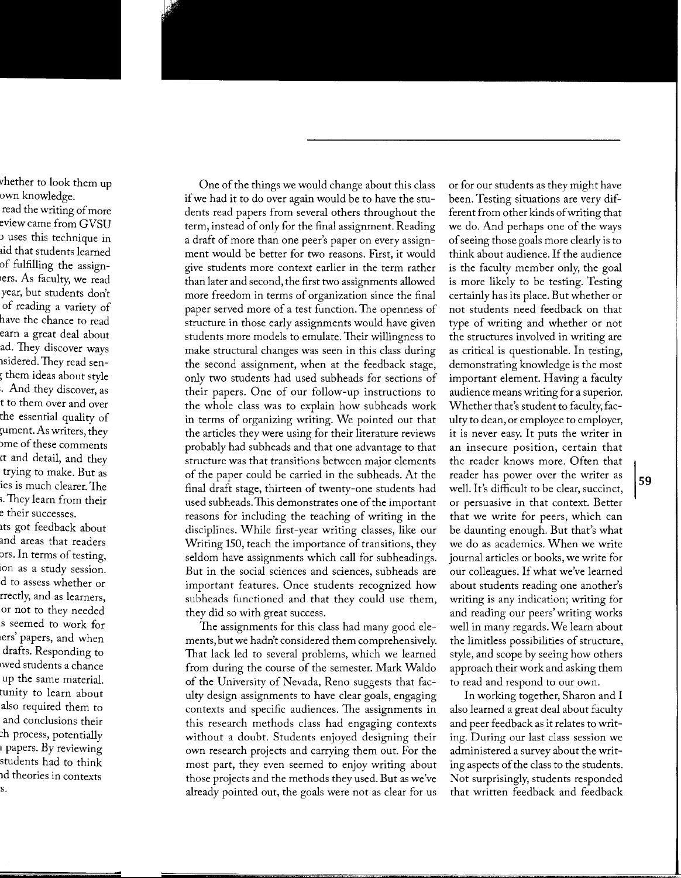One of the things we would change about this class if we had it to do over again would be to have the students read papers from several others throughout the term, instead of only for the final assignment. Reading a draft of more than one peer's paper on every assignment would be better for two reasons. First, it would give students more context earlier in the term rather than later and second, the first two assignments allowed more freedom in terms of organization since the final paper served more of a test function. The openness of structure in those early assignments would have given students more models to emulate. Their willingness to make structural changes was seen in this class during the second assignment, when at the feedback stage, only two students had used subheads for sections of their papers. One of our follow-up instructions to the whole class was to explain how subheads work in terms of organizing writing. We pointed out that the articles they were using for their literature reviews probably had subheads and that one advantage to that structure was that transitions between major elements of the paper could be carried in the subheads. At the final draft stage, thirteen of twenty-one students had used subheads. This demonstrates one of the important reasons for including the teaching of writing in the disciplines. While first-year writing classes, like our Writing 150, teach the importance of transitions, they seldom have assignments which call for subheadings. But in the social sciences and sciences, subheads are important features. Once students recognized how subheads functioned and that they could use them, they did so with great success.

The assignments for this class had many good elements, but we hadn't considered them comprehensively. That lack led to several problems, which we learned from during the course of the semester. Mark Waldo of the University of Nevada, Reno suggests that faculty design assignments to have clear goals, engaging contexts and specific audiences. The assignments in this research methods class had engaging contexts without a doubt. Students enjoyed designing their own research projects and carrying them out. For the most part, they even seemed to enjoy writing about those projects and the methods they used. But as we've already pointed out, the goals were not as clear for us or for our students as they might have been. Testing situations are very different from other kinds of writing that we do. And perhaps one of the ways of seeing those goals more clearly is to think about audience. If the audience is the faculty member only, the goal is more likely to be testing. Testing certainly has its place. But whether or not students need feedback on that type of writing and whether or not the structures involved in writing are as critical is questionable. In testing, demonstrating knowledge is the most important element. Having a faculty audience means writing for a superior. Whether that's student to faculty, faculty to dean, or employee to employer, it is never easy. It puts the writer in an insecure position, certain that the reader knows more. Often that reader has power over the writer as well. It's difficult to be clear, succinct, or persuasive in that context. Better that we write for peers, which can be daunting enough. But that's what we do as academics. When we write journal articles or books, we write for our colleagues. If what we've learned about students reading one another's writing is any indication; writing for and reading our peers' writing works well in many regards. We learn about the limitless possibilities of structure, style, and scope by seeing how others approach their work and asking them to read and respond to our own.

In working together, Sharon and I also learned a great deal about faculty and peer feedback as it relates to writing. During our last class session we administered a survey about the writing aspects of the class to the students. Not surprisingly, students responded that written feedback and feedback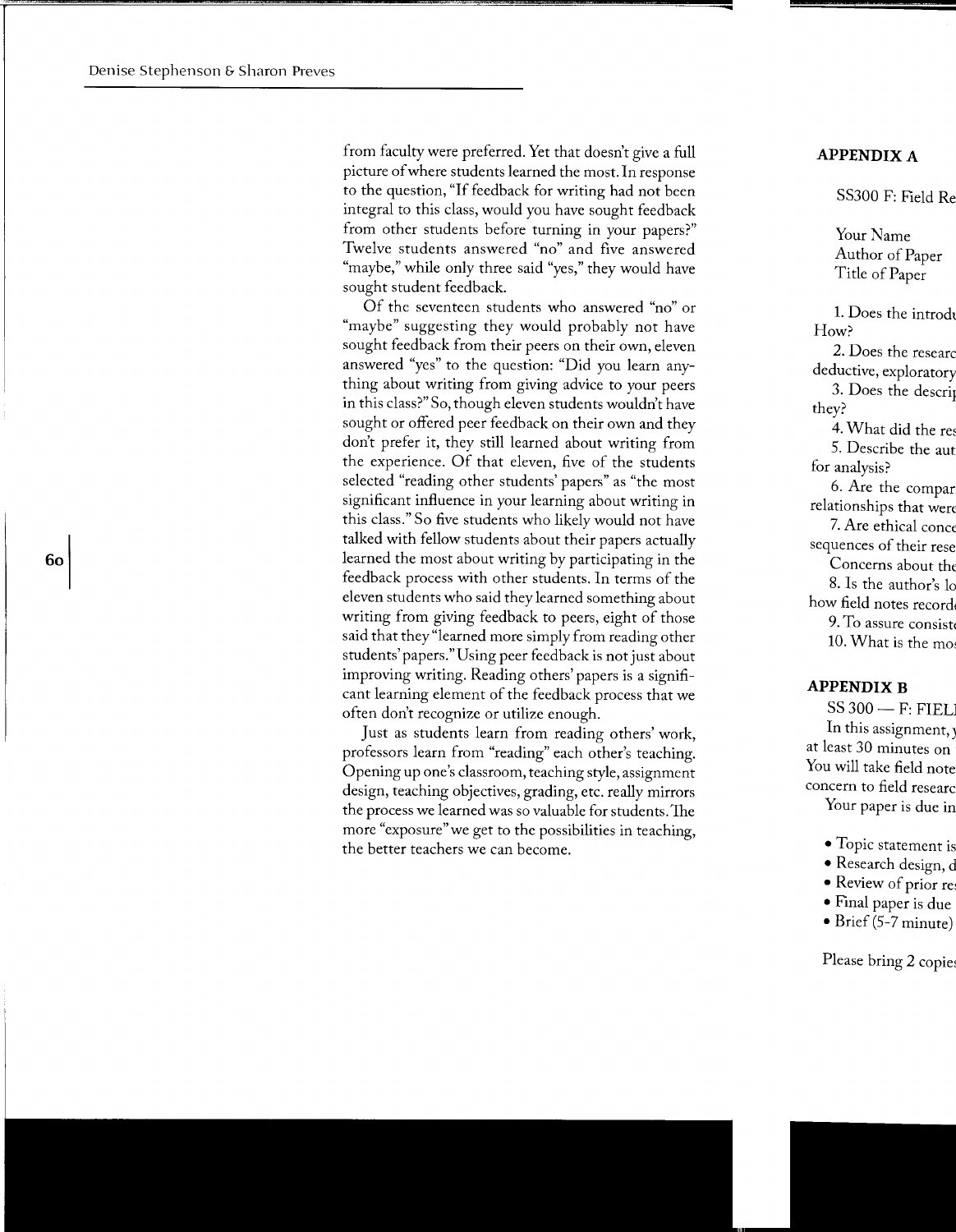from faculty were preferred. Yet that doesn't give a full picture of where students learned the most. In response to the question, "If feedback for writing had not been integral to this class, would you have sought feedback from other students before turning in your papers?" Twelve students answered "no" and five answered "maybe," while only three said "yes," they would have sought student feedback.

Of the seventeen students who answered "no" or "maybe" suggesting they would probably not have sought feedback from their peers on their own, eleven answered "yes" to the question: "Did you learn anything about writing from giving advice to your peers in this class?" So, though eleven students wouldn't have sought or offered peer feedback on their own and they don't prefer it, they still learned about writing from the experience. Of that eleven, five of the students selected "reading other students' papers" as "the most significant influence in your learning about writing in this class." So five students who likely would not have talked with fellow students about their papers actually learned the most about writing by participating in the feedback process with other students. In terms of the eleven students who said they learned something about writing from giving feedback to peers, eight of those said that they "learned more simply from reading other students' papers." Using peer feedback is not just about improving writing. Reading others' papers is a significant learning element of the feedback process that we often don't recognize or utilize enough.

Just as students learn from reading others' work, professors learn from "reading" each other's teaching. Opening up one's classroom, teaching style, assignment design, teaching objectives, grading, etc. really mirrors the process we learned was so valuable for students. The more "exposure" we get to the possibilities in teaching, the better teachers we can become.

## APPENDIX A

SS300 F: Field Re

Your Name
Author of Paper
Title of Paper

1. Does the introdu How?

2. Does the researc deductive, exploratory

3. Does the descrip they?

4. What did the res

5. Describe the aut for analysis?

6. Are the compar relationships that were

7. Are ethical conce sequences of their rese

Concerns about the

8. Is the author's lo how field notes record

9. To assure consiste

10. What is the mos

## APPENDIX B

SS 300 — F: FIEL

In this assignment, at least 30 minutes on You will take field note concern to field researc

Your paper is due in

- Topic statement is
- Research design, d
- Review of prior re
- Final paper is due
- Brief (5-7 minute)

Please bring 2 copie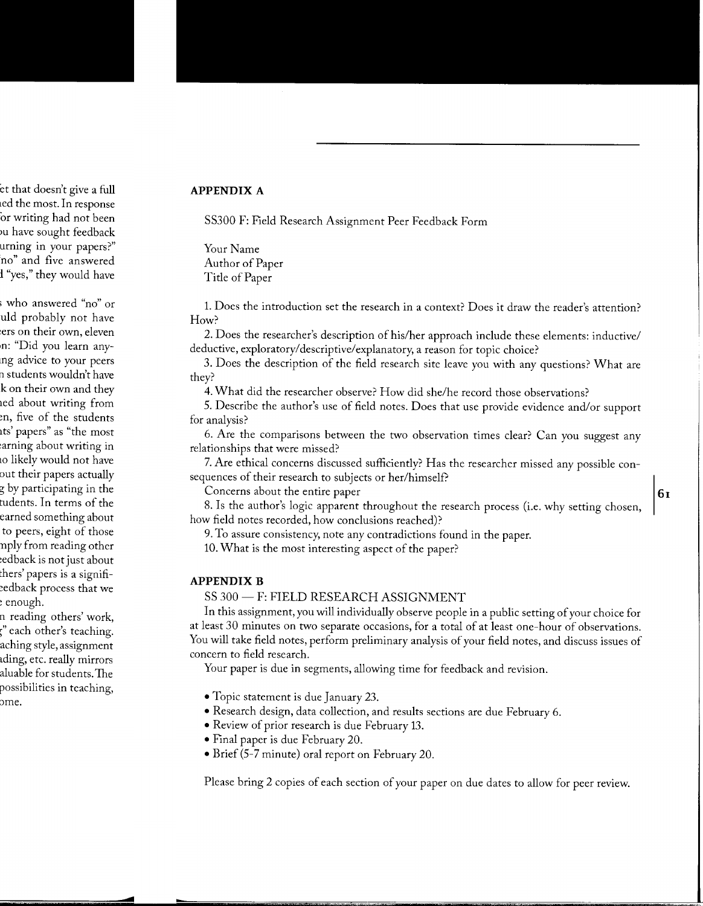## APPENDIX A

SS300 F: Field Research Assignment Peer Feedback Form

Your Name
Author of Paper
Title of Paper

1. Does the introduction set the research in a context? Does it draw the reader's attention? How?

2. Does the researcher's description of his/her approach include these elements: inductive/deductive, exploratory/descriptive/explanatory, a reason for topic choice?

3. Does the description of the field research site leave you with any questions? What are they?

4. What did the researcher observe? How did she/he record those observations?

5. Describe the author's use of field notes. Does that use provide evidence and/or support for analysis?

6. Are the comparisons between the two observation times clear? Can you suggest any relationships that were missed?

7. Are ethical concerns discussed sufficiently? Has the researcher missed any possible consequences of their research to subjects or her/himself?

Concerns about the entire paper

8. Is the author's logic apparent throughout the research process (i.e. why setting chosen, how field notes recorded, how conclusions reached)?

9. To assure consistency, note any contradictions found in the paper.

10. What is the most interesting aspect of the paper?

## APPENDIX B

SS 300 — F: FIELD RESEARCH ASSIGNMENT

In this assignment, you will individually observe people in a public setting of your choice for at least 30 minutes on two separate occasions, for a total of at least one-hour of observations. You will take field notes, perform preliminary analysis of your field notes, and discuss issues of concern to field research.

Your paper is due in segments, allowing time for feedback and revision.

- Topic statement is due January 23.
- Research design, data collection, and results sections are due February 6.
- Review of prior research is due February 13.
- Final paper is due February 20.
- Brief (5-7 minute) oral report on February 20.

Please bring 2 copies of each section of your paper on due dates to allow for peer review.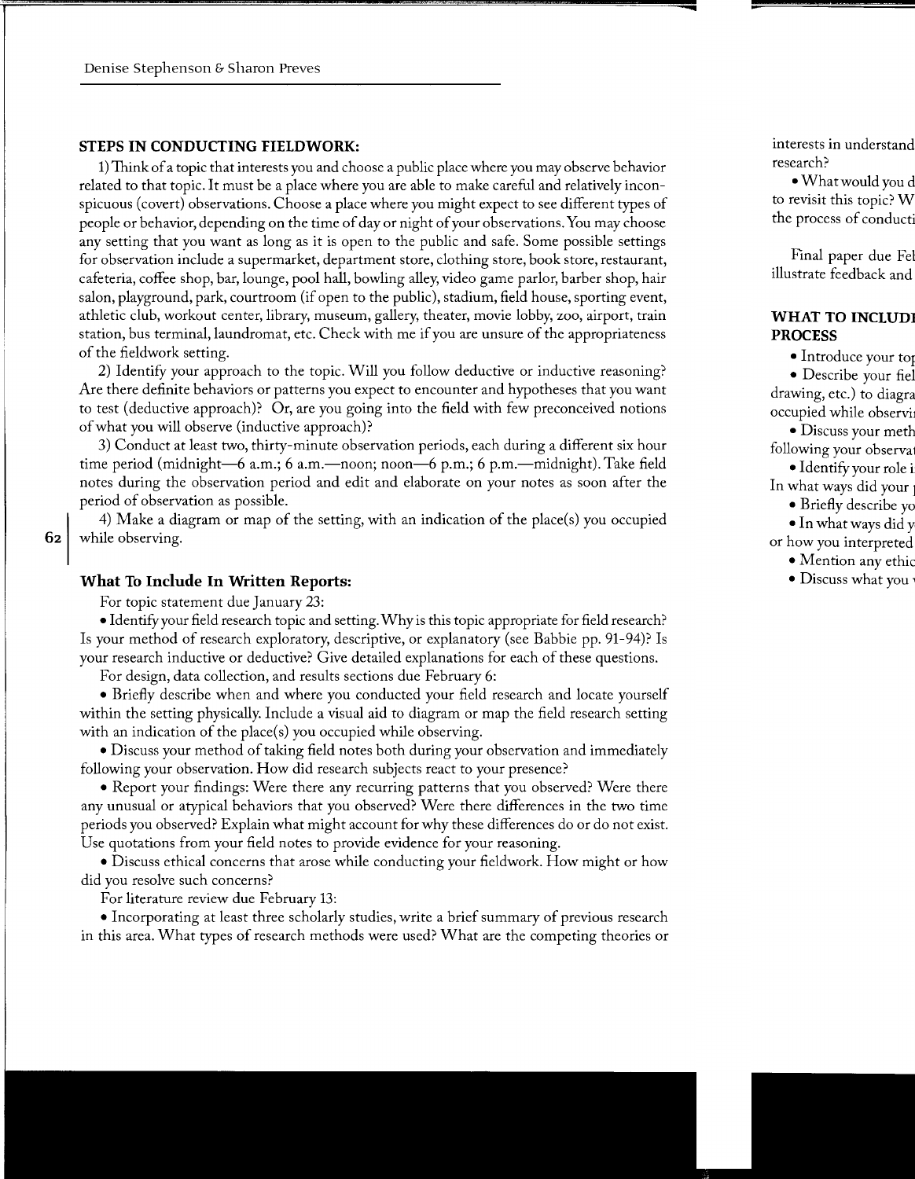### STEPS IN CONDUCTING FIELDWORK:

1) Think of a topic that interests you and choose a public place where you may observe behavior related to that topic. It must be a place where you are able to make careful and relatively inconspicuous (covert) observations. Choose a place where you might expect to see different types of people or behavior, depending on the time of day or night of your observations. You may choose any setting that you want as long as it is open to the public and safe. Some possible settings for observation include a supermarket, department store, clothing store, book store, restaurant, cafeteria, coffee shop, bar, lounge, pool hall, bowling alley, video game parlor, barber shop, hair salon, playground, park, courtroom (if open to the public), stadium, field house, sporting event, athletic club, workout center, library, museum, gallery, theater, movie lobby, zoo, airport, train station, bus terminal, laundromat, etc. Check with me if you are unsure of the appropriateness of the fieldwork setting.

2) Identify your approach to the topic. Will you follow deductive or inductive reasoning? Are there definite behaviors or patterns you expect to encounter and hypotheses that you want to test (deductive approach)? Or, are you going into the field with few preconceived notions of what you will observe (inductive approach)?

3) Conduct at least two, thirty-minute observation periods, each during a different six hour time period (midnight—6 a.m.; 6 a.m.—noon; noon—6 p.m.; 6 p.m.—midnight). Take field notes during the observation period and edit and elaborate on your notes as soon after the period of observation as possible.

4) Make a diagram or map of the setting, with an indication of the place(s) you occupied while observing.

### What To Include In Written Reports:

For topic statement due January 23:

- Identify your field research topic and setting. Why is this topic appropriate for field research? Is your method of research exploratory, descriptive, or explanatory (see Babbie pp. 91-94)? Is your research inductive or deductive? Give detailed explanations for each of these questions.

For design, data collection, and results sections due February 6:

- Briefly describe when and where you conducted your field research and locate yourself within the setting physically. Include a visual aid to diagram or map the field research setting with an indication of the place(s) you occupied while observing.
- Discuss your method of taking field notes both during your observation and immediately following your observation. How did research subjects react to your presence?
- Report your findings: Were there any recurring patterns that you observed? Were there any unusual or atypical behaviors that you observed? Were there differences in the two time periods you observed? Explain what might account for why these differences do or do not exist. Use quotations from your field notes to provide evidence for your reasoning.
- Discuss ethical concerns that arose while conducting your fieldwork. How might or how did you resolve such concerns?

For literature review due February 13:

- Incorporating at least three scholarly studies, write a brief summary of previous research in this area. What types of research methods were used? What are the competing theories or

interests in understand
research?

- What would you d
to revisit this topic? W
the process of conducti

Final paper due Fe
illustrate feedback and

### WHAT TO INCLUD
### PROCESS

- Introduce your to
- Describe your fie
drawing, etc.) to diagra
occupied while observi
- Discuss your meth
following your observa
- Identify your role i
In what ways did your
- Briefly describe yo
- In what ways did y
or how you interpreted
- Mention any ethic
- Discuss what you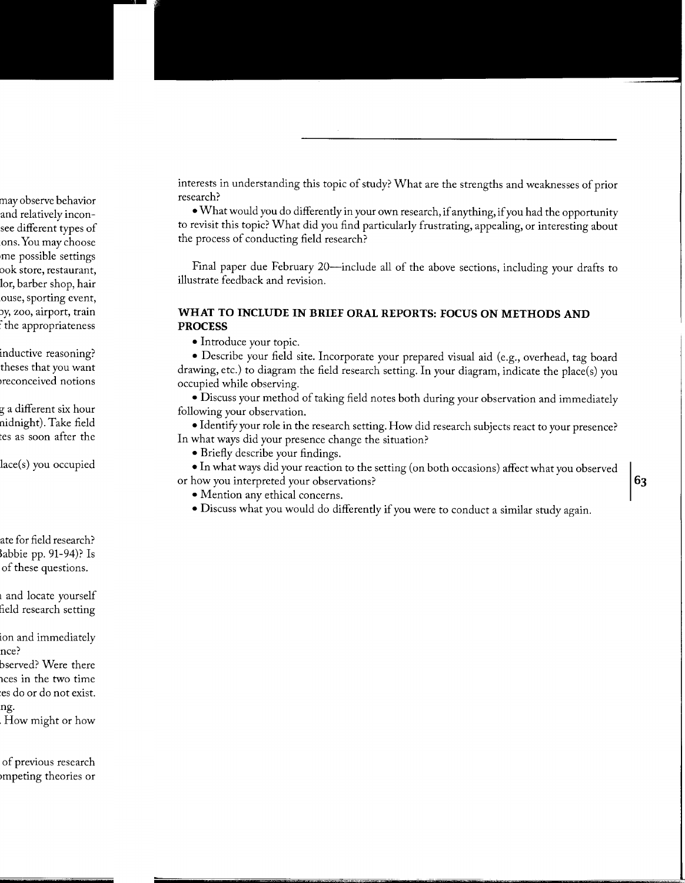interests in understanding this topic of study? What are the strengths and weaknesses of prior research?

• What would you do differently in your own research, if anything, if you had the opportunity to revisit this topic? What did you find particularly frustrating, appealing, or interesting about the process of conducting field research?

Final paper due February 20—include all of the above sections, including your drafts to illustrate feedback and revision.

## WHAT TO INCLUDE IN BRIEF ORAL REPORTS: FOCUS ON METHODS AND PROCESS

• Introduce your topic.

• Describe your field site. Incorporate your prepared visual aid (e.g., overhead, tag board drawing, etc.) to diagram the field research setting. In your diagram, indicate the place(s) you occupied while observing.

• Discuss your method of taking field notes both during your observation and immediately following your observation.

• Identify your role in the research setting. How did research subjects react to your presence? In what ways did your presence change the situation?

• Briefly describe your findings.

• In what ways did your reaction to the setting (on both occasions) affect what you observed or how you interpreted your observations?

• Mention any ethical concerns.

• Discuss what you would do differently if you were to conduct a similar study again.